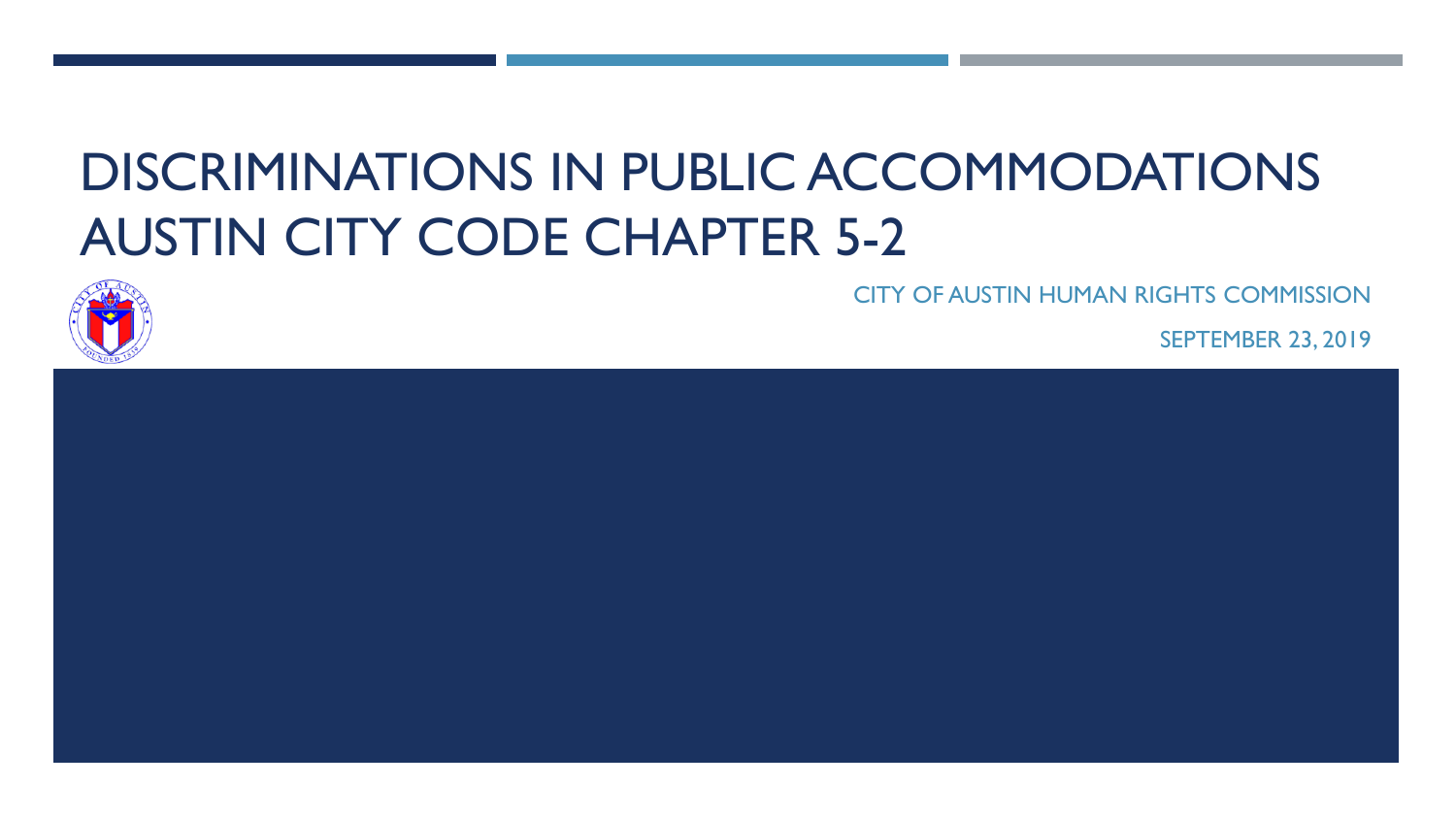# DISCRIMINATIONS IN PUBLIC ACCOMMODATIONS AUSTIN CITY CODE CHAPTER 5-2

CITY OF AUSTIN HUMAN RIGHTS COMMISSION

SEPTEMBER 23, 2019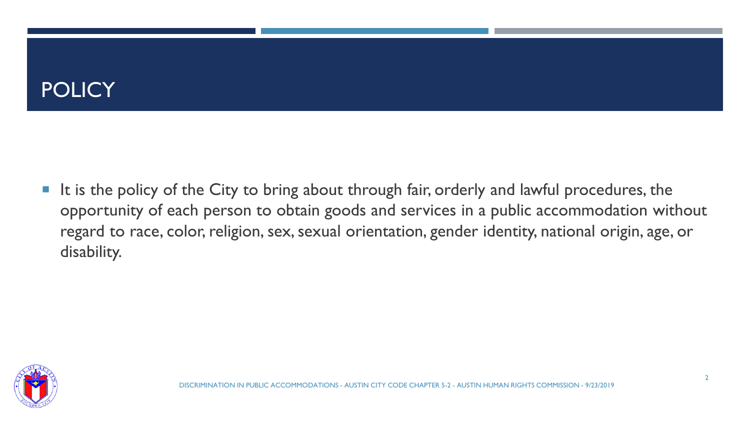# POLICY

- It is the policy of the City to bring about through fair, orderly and lawful procedures, the opportunity of each person to obtain goods and services in a public accommodation without regard to race, color, religion, sex, sexual orientation, gender identity, national origin, age, or disability.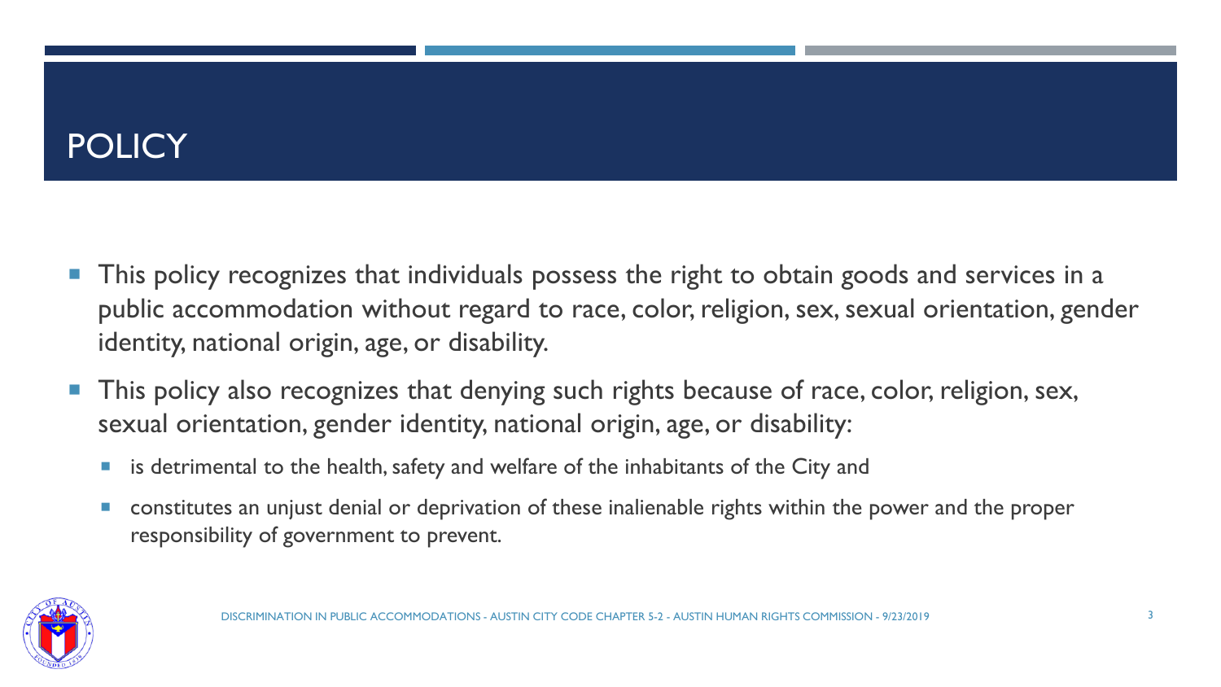# POLICY

- This policy recognizes that individuals possess the right to obtain goods and services in a public accommodation without regard to race, color, religion, sex, sexual orientation, gender identity, national origin, age, or disability.
- This policy also recognizes that denying such rights because of race, color, religion, sex, sexual orientation, gender identity, national origin, age, or disability:
  - is detrimental to the health, safety and welfare of the inhabitants of the City and
  - constitutes an unjust denial or deprivation of these inalienable rights within the power and the proper responsibility of government to prevent.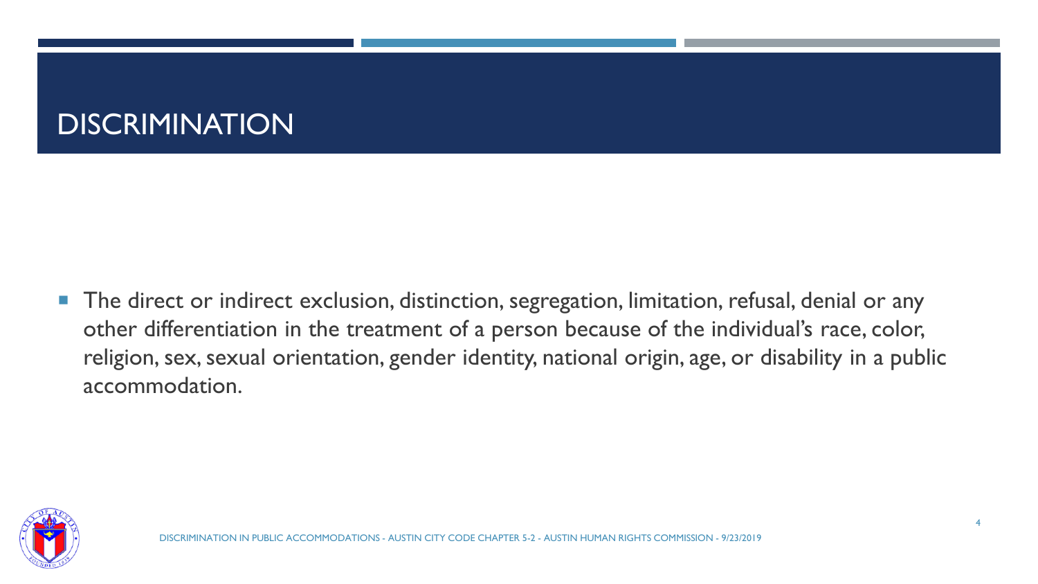# DISCRIMINATION

- The direct or indirect exclusion, distinction, segregation, limitation, refusal, denial or any other differentiation in the treatment of a person because of the individual's race, color, religion, sex, sexual orientation, gender identity, national origin, age, or disability in a public accommodation.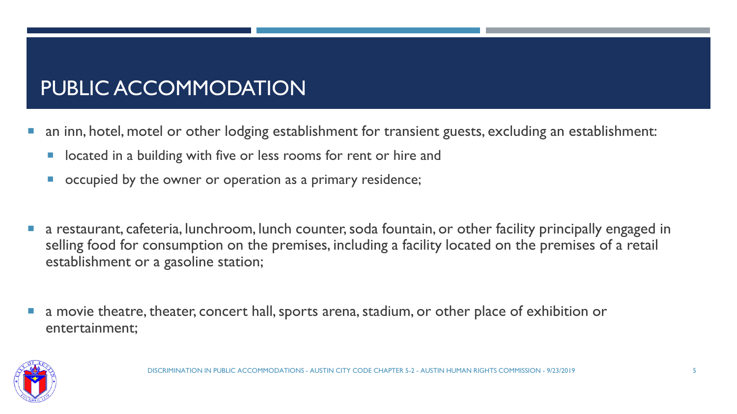# PUBLIC ACCOMMODATION

- an inn, hotel, motel or other lodging establishment for transient guests, excluding an establishment:
  - located in a building with five or less rooms for rent or hire and
  - occupied by the owner or operation as a primary residence;
- a restaurant, cafeteria, lunchroom, lunch counter, soda fountain, or other facility principally engaged in selling food for consumption on the premises, including a facility located on the premises of a retail establishment or a gasoline station;
- a movie theatre, theater, concert hall, sports arena, stadium, or other place of exhibition or entertainment;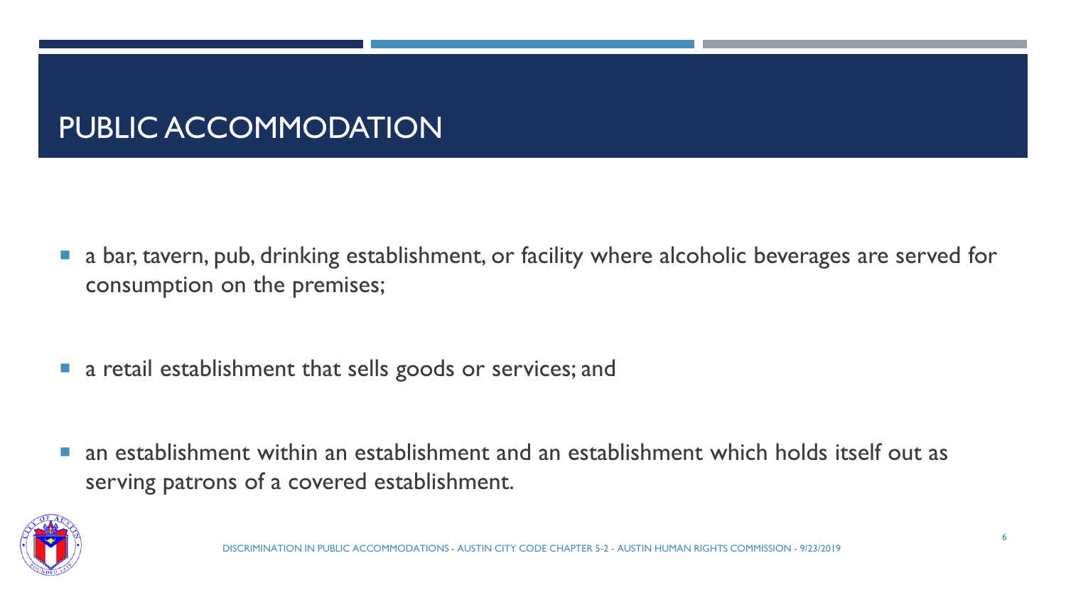# PUBLIC ACCOMMODATION

- a bar, tavern, pub, drinking establishment, or facility where alcoholic beverages are served for consumption on the premises;
- a retail establishment that sells goods or services; and
- an establishment within an establishment and an establishment which holds itself out as serving patrons of a covered establishment.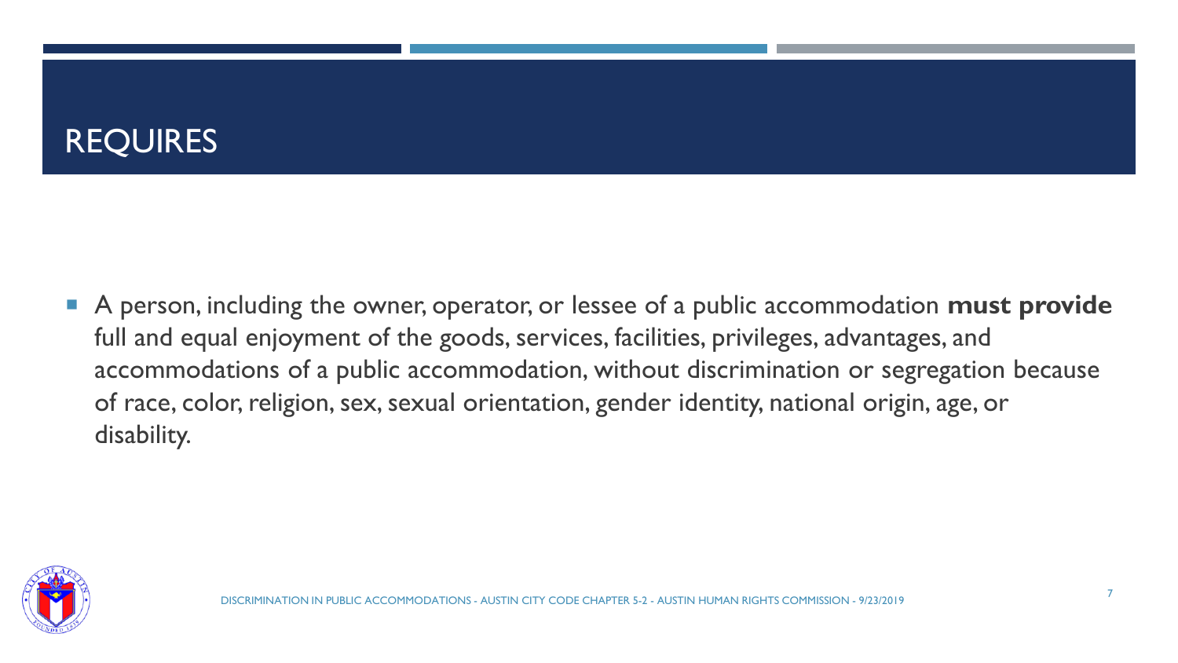# REQUIRES

- A person, including the owner, operator, or lessee of a public accommodation **must provide** full and equal enjoyment of the goods, services, facilities, privileges, advantages, and accommodations of a public accommodation, without discrimination or segregation because of race, color, religion, sex, sexual orientation, gender identity, national origin, age, or disability.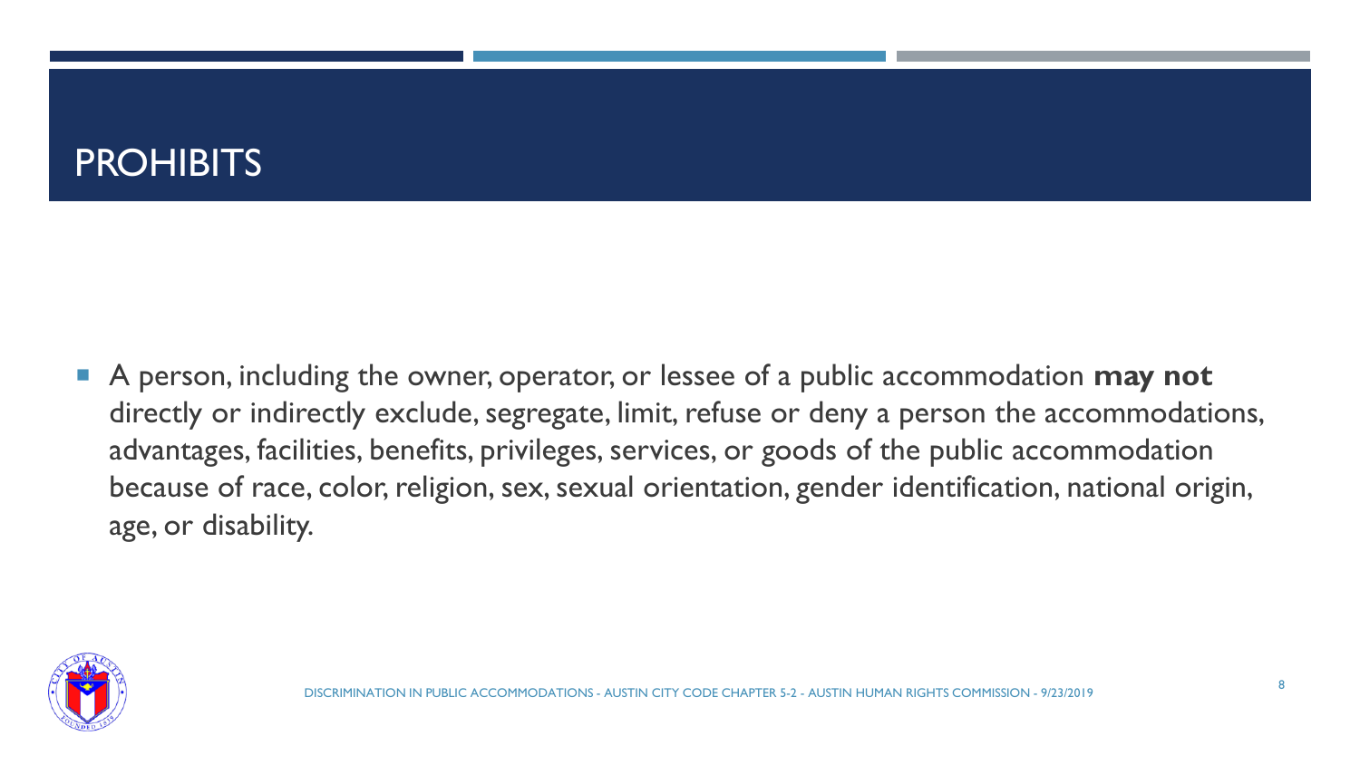# PROHIBITS

- A person, including the owner, operator, or lessee of a public accommodation **may not** directly or indirectly exclude, segregate, limit, refuse or deny a person the accommodations, advantages, facilities, benefits, privileges, services, or goods of the public accommodation because of race, color, religion, sex, sexual orientation, gender identification, national origin, age, or disability.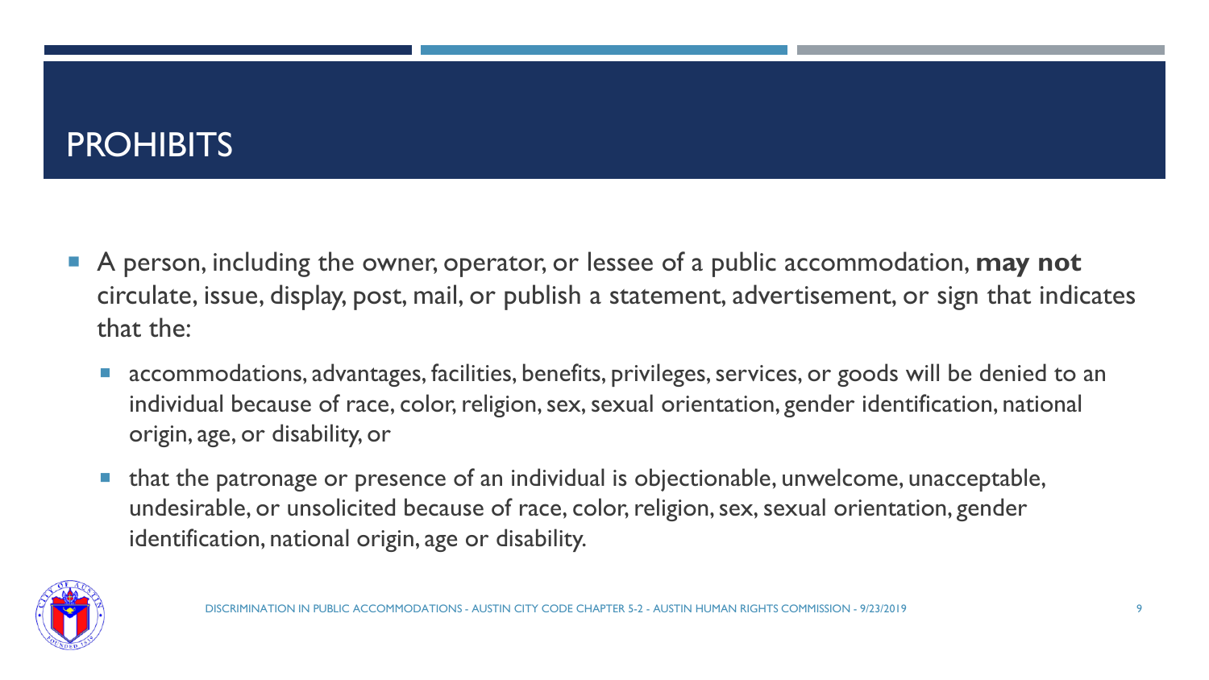# PROHIBITS

- A person, including the owner, operator, or lessee of a public accommodation, **may not** circulate, issue, display, post, mail, or publish a statement, advertisement, or sign that indicates that the:
  - accommodations, advantages, facilities, benefits, privileges, services, or goods will be denied to an individual because of race, color, religion, sex, sexual orientation, gender identification, national origin, age, or disability, or
  - that the patronage or presence of an individual is objectionable, unwelcome, unacceptable, undesirable, or unsolicited because of race, color, religion, sex, sexual orientation, gender identification, national origin, age or disability.